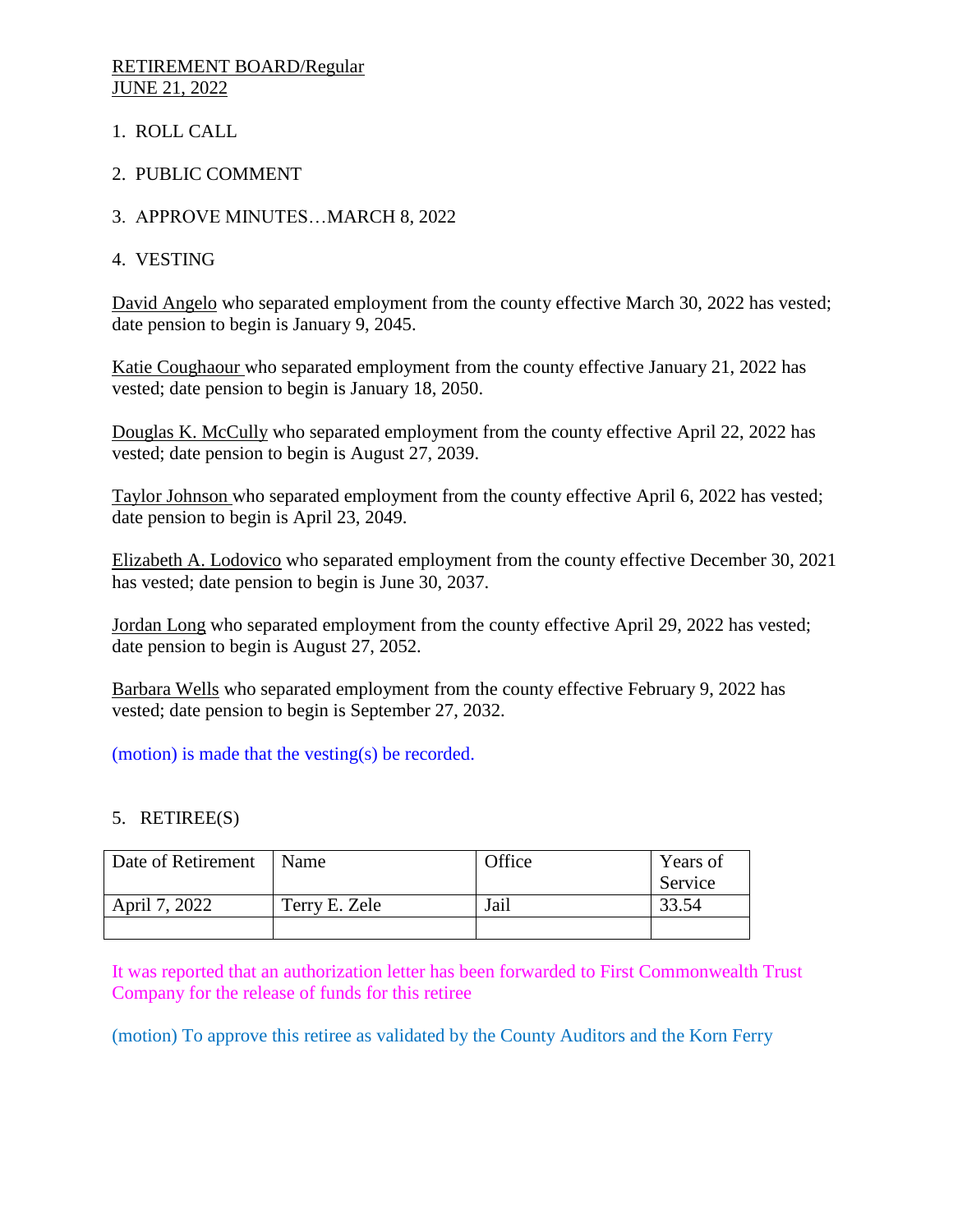RETIREMENT BOARD/Regular
JUNE 21, 2022

1. ROLL CALL

2. PUBLIC COMMENT

3. APPROVE MINUTES…MARCH 8, 2022

4. VESTING

David Angelo who separated employment from the county effective March 30, 2022 has vested; date pension to begin is January 9, 2045.

Katie Coughaour who separated employment from the county effective January 21, 2022 has vested; date pension to begin is January 18, 2050.

Douglas K. McCully who separated employment from the county effective April 22, 2022 has vested; date pension to begin is August 27, 2039.

Taylor Johnson who separated employment from the county effective April 6, 2022 has vested; date pension to begin is April 23, 2049.

Elizabeth A. Lodovico who separated employment from the county effective December 30, 2021 has vested; date pension to begin is June 30, 2037.

Jordan Long who separated employment from the county effective April 29, 2022 has vested; date pension to begin is August 27, 2052.

Barbara Wells who separated employment from the county effective February 9, 2022 has vested; date pension to begin is September 27, 2032.

(motion) is made that the vesting(s) be recorded.

5. RETIREE(S)

| Date of Retirement | Name | Office | Years of Service |
|---|---|---|---|
| April 7, 2022 | Terry E. Zele | Jail | 33.54 |
| | | | |

It was reported that an authorization letter has been forwarded to First Commonwealth Trust Company for the release of funds for this retiree

(motion) To approve this retiree as validated by the County Auditors and the Korn Ferry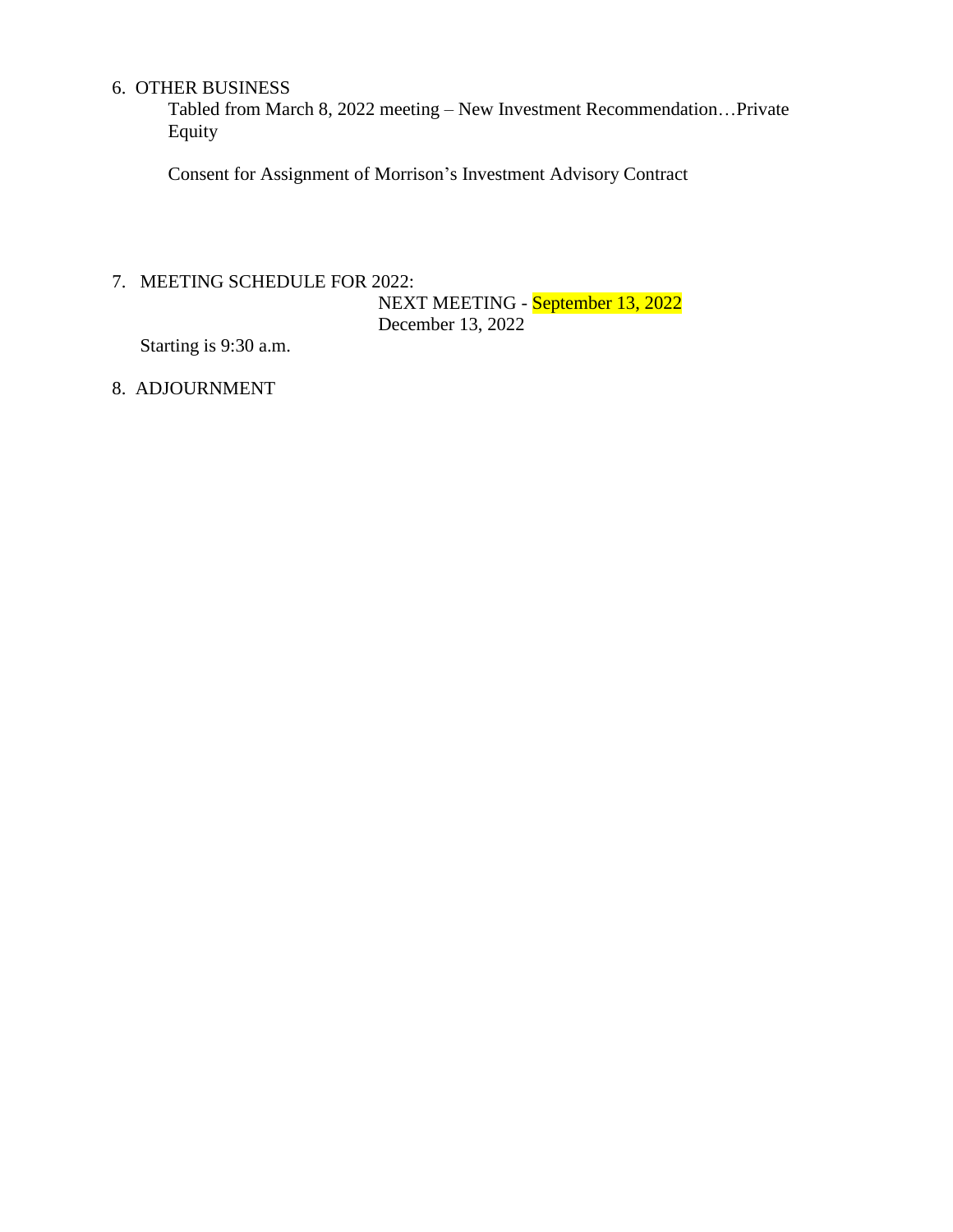6. OTHER BUSINESS

   Tabled from March 8, 2022 meeting – New Investment Recommendation…Private Equity

   Consent for Assignment of Morrison's Investment Advisory Contract

7. MEETING SCHEDULE FOR 2022:

   NEXT MEETING - September 13, 2022
   December 13, 2022

   Starting is 9:30 a.m.

8. ADJOURNMENT